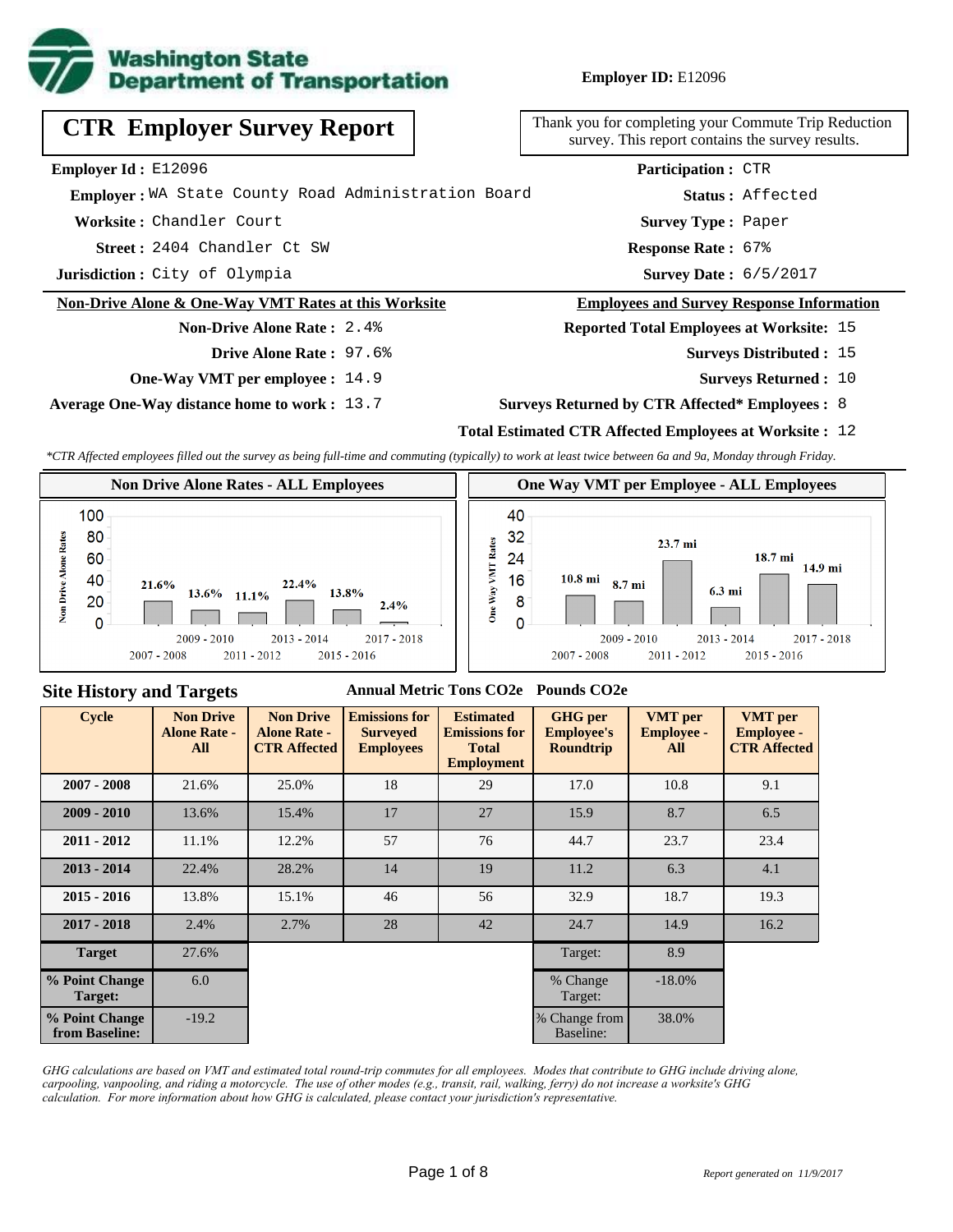**Washington State Department of Transportation**

**Employer ID:** E12096

# CTR Employer Survey Report

Thank you for completing your Commute Trip Reduction survey. This report contains the survey results.

**Employer Id :** E12096

**Employer :** WA State County Road Administration Board

**Worksite :** Chandler Court

**Street :** 2404 Chandler Ct SW

**Jurisdiction :** City of Olympia

**Participation :** CTR

**Status :** Affected

**Survey Type :** Paper

**Response Rate :** 67%

**Survey Date :** 6/5/2017

## Non-Drive Alone & One-Way VMT Rates at this Worksite

**Non-Drive Alone Rate :** 2.4%

**Drive Alone Rate :** 97.6%

**One-Way VMT per employee :** 14.9

**Average One-Way distance home to work :** 13.7

## Employees and Survey Response Information

**Reported Total Employees at Worksite:** 15

**Surveys Distributed :** 15

**Surveys Returned :** 10

**Surveys Returned by CTR Affected* Employees :** 8

**Total Estimated CTR Affected Employees at Worksite :** 12

*\*CTR Affected employees filled out the survey as being full-time and commuting (typically) to work at least twice between 6a and 9a, Monday through Friday.*

### Non Drive Alone Rates - ALL Employees

| Cycle | Non Drive Alone Rate |
|---|---|
| 2007 - 2008 | 21.6% |
| 2009 - 2010 | 13.6% |
| 2011 - 2012 | 11.1% |
| 2013 - 2014 | 22.4% |
| 2015 - 2016 | 13.8% |
| 2017 - 2018 | 2.4% |

### One Way VMT per Employee - ALL Employees

| Cycle | One Way VMT |
|---|---|
| 2007 - 2008 | 10.8 mi |
| 2009 - 2010 | 8.7 mi |
| 2011 - 2012 | 23.7 mi |
| 2013 - 2014 | 6.3 mi |
| 2015 - 2016 | 18.7 mi |
| 2017 - 2018 | 14.9 mi |

## Site History and Targets

| Cycle | Non Drive Alone Rate - All | Non Drive Alone Rate - CTR Affected | Emissions for Surveyed Employees (Annual Metric Tons CO2e) | Estimated Emissions for Total Employment (Annual Metric Tons CO2e) | GHG per Employee's Roundtrip (Pounds CO2e) | VMT per Employee - All | VMT per Employee - CTR Affected |
|---|---|---|---|---|---|---|---|
| 2007 - 2008 | 21.6% | 25.0% | 18 | 29 | 17.0 | 10.8 | 9.1 |
| 2009 - 2010 | 13.6% | 15.4% | 17 | 27 | 15.9 | 8.7 | 6.5 |
| 2011 - 2012 | 11.1% | 12.2% | 57 | 76 | 44.7 | 23.7 | 23.4 |
| 2013 - 2014 | 22.4% | 28.2% | 14 | 19 | 11.2 | 6.3 | 4.1 |
| 2015 - 2016 | 13.8% | 15.1% | 46 | 56 | 32.9 | 18.7 | 19.3 |
| 2017 - 2018 | 2.4% | 2.7% | 28 | 42 | 24.7 | 14.9 | 16.2 |
| Target | 27.6% | | | | Target: | 8.9 | |
| % Point Change Target: | 6.0 | | | | % Change Target: | -18.0% | |
| % Point Change from Baseline: | -19.2 | | | | % Change from Baseline: | 38.0% | |

*GHG calculations are based on VMT and estimated total round-trip commutes for all employees. Modes that contribute to GHG include driving alone, carpooling, vanpooling, and riding a motorcycle. The use of other modes (e.g., transit, rail, walking, ferry) do not increase a worksite's GHG calculation. For more information about how GHG is calculated, please contact your jurisdiction's representative.*

*Report generated on 11/9/2017*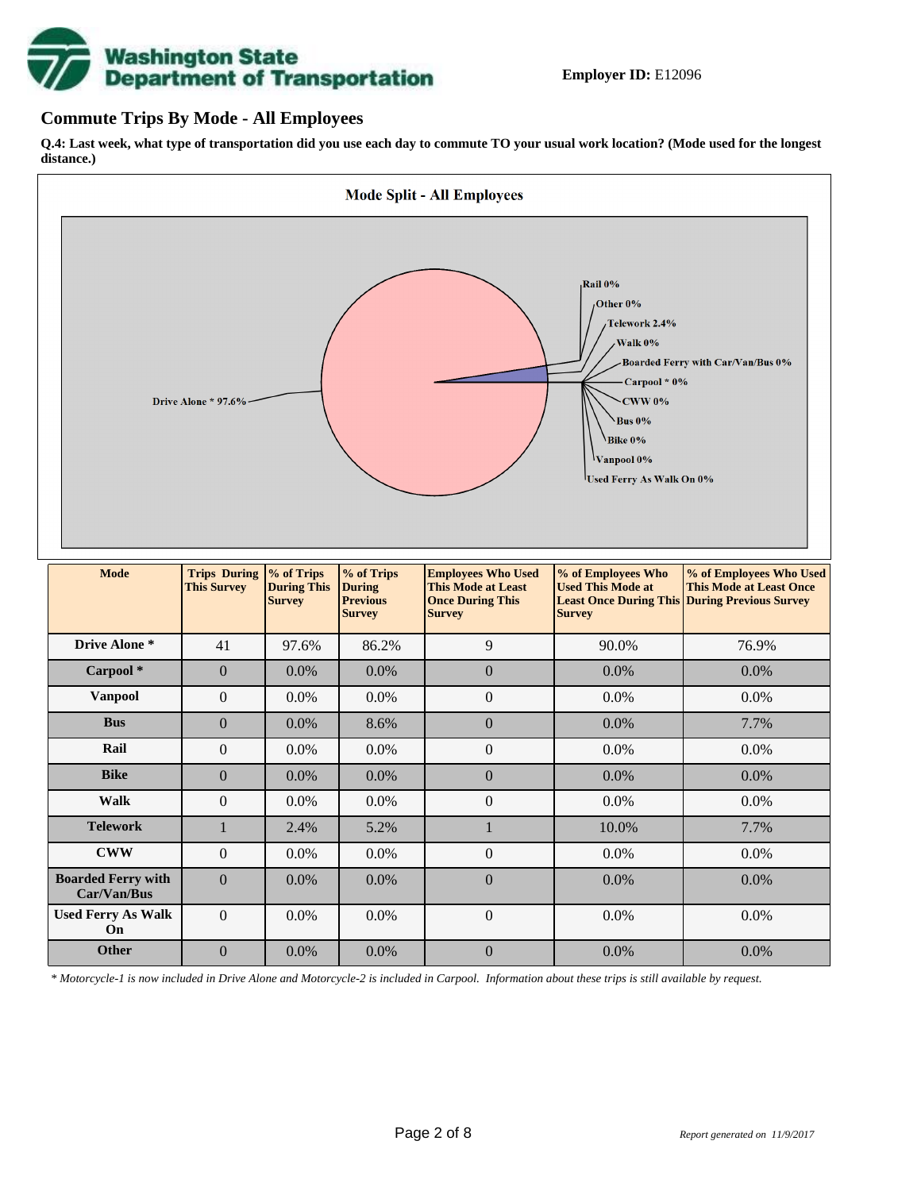**Employer ID:** E12096

## Commute Trips By Mode - All Employees

**Q.4: Last week, what type of transportation did you use each day to commute TO your usual work location? (Mode used for the longest distance.)**

**Mode Split - All Employees**

Drive Alone * 97.6%
Rail 0%
Other 0%
Telework 2.4%
Walk 0%
Boarded Ferry with Car/Van/Bus 0%
Carpool * 0%
CWW 0%
Bus 0%
Bike 0%
Vanpool 0%
Used Ferry As Walk On 0%

| Mode | Trips During This Survey | % of Trips During This Survey | % of Trips During Previous Survey | Employees Who Used This Mode at Least Once During This Survey | % of Employees Who Used This Mode at Least Once During This Survey | % of Employees Who Used This Mode at Least Once During Previous Survey |
|---|---|---|---|---|---|---|
| **Drive Alone *** | 41 | 97.6% | 86.2% | 9 | 90.0% | 76.9% |
| **Carpool *** | 0 | 0.0% | 0.0% | 0 | 0.0% | 0.0% |
| **Vanpool** | 0 | 0.0% | 0.0% | 0 | 0.0% | 0.0% |
| **Bus** | 0 | 0.0% | 8.6% | 0 | 0.0% | 7.7% |
| **Rail** | 0 | 0.0% | 0.0% | 0 | 0.0% | 0.0% |
| **Bike** | 0 | 0.0% | 0.0% | 0 | 0.0% | 0.0% |
| **Walk** | 0 | 0.0% | 0.0% | 0 | 0.0% | 0.0% |
| **Telework** | 1 | 2.4% | 5.2% | 1 | 10.0% | 7.7% |
| **CWW** | 0 | 0.0% | 0.0% | 0 | 0.0% | 0.0% |
| **Boarded Ferry with Car/Van/Bus** | 0 | 0.0% | 0.0% | 0 | 0.0% | 0.0% |
| **Used Ferry As Walk On** | 0 | 0.0% | 0.0% | 0 | 0.0% | 0.0% |
| **Other** | 0 | 0.0% | 0.0% | 0 | 0.0% | 0.0% |

*\* Motorcycle-1 is now included in Drive Alone and Motorcycle-2 is included in Carpool. Information about these trips is still available by request.*

*Report generated on 11/9/2017*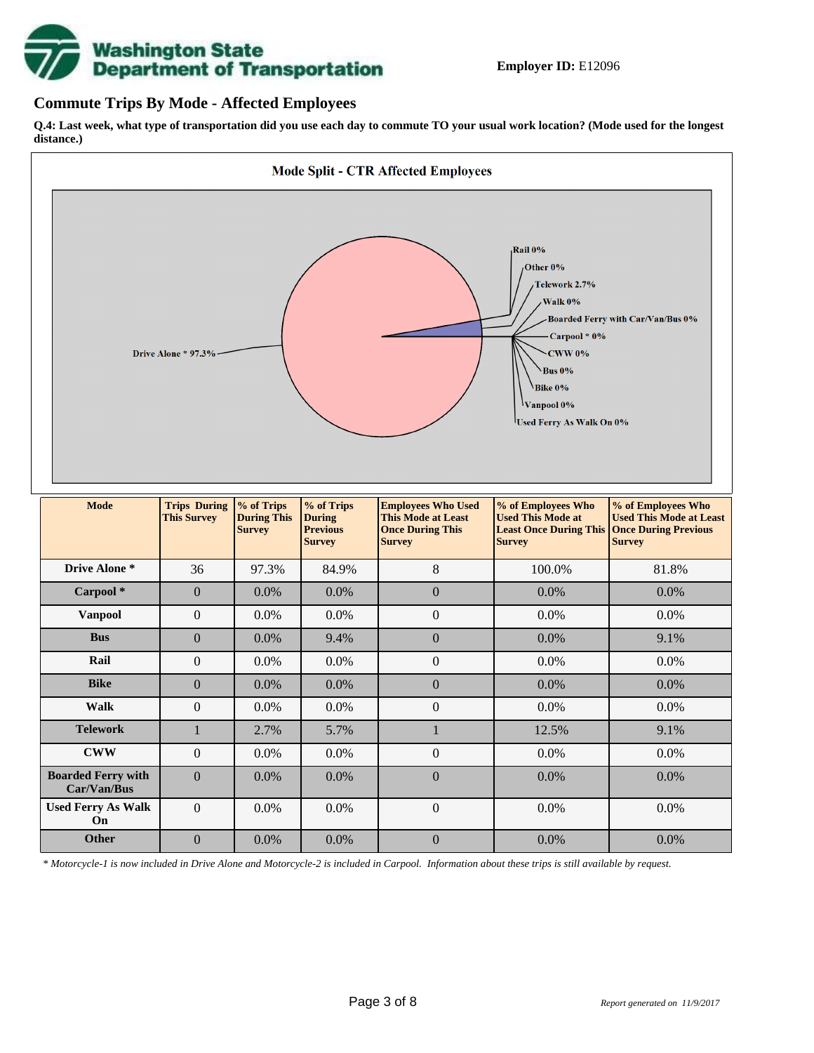**Employer ID:** E12096

## Commute Trips By Mode - Affected Employees

**Q.4: Last week, what type of transportation did you use each day to commute TO your usual work location? (Mode used for the longest distance.)**

**Mode Split - CTR Affected Employees**

Drive Alone * 97.3%
Rail 0%
Other 0%
Telework 2.7%
Walk 0%
Boarded Ferry with Car/Van/Bus 0%
Carpool * 0%
CWW 0%
Bus 0%
Bike 0%
Vanpool 0%
Used Ferry As Walk On 0%

| Mode | Trips During This Survey | % of Trips During This Survey | % of Trips During Previous Survey | Employees Who Used This Mode at Least Once During This Survey | % of Employees Who Used This Mode at Least Once During This Survey | % of Employees Who Used This Mode at Least Once During Previous Survey |
|---|---|---|---|---|---|---|
| **Drive Alone *** | 36 | 97.3% | 84.9% | 8 | 100.0% | 81.8% |
| **Carpool *** | 0 | 0.0% | 0.0% | 0 | 0.0% | 0.0% |
| **Vanpool** | 0 | 0.0% | 0.0% | 0 | 0.0% | 0.0% |
| **Bus** | 0 | 0.0% | 9.4% | 0 | 0.0% | 9.1% |
| **Rail** | 0 | 0.0% | 0.0% | 0 | 0.0% | 0.0% |
| **Bike** | 0 | 0.0% | 0.0% | 0 | 0.0% | 0.0% |
| **Walk** | 0 | 0.0% | 0.0% | 0 | 0.0% | 0.0% |
| **Telework** | 1 | 2.7% | 5.7% | 1 | 12.5% | 9.1% |
| **CWW** | 0 | 0.0% | 0.0% | 0 | 0.0% | 0.0% |
| **Boarded Ferry with Car/Van/Bus** | 0 | 0.0% | 0.0% | 0 | 0.0% | 0.0% |
| **Used Ferry As Walk On** | 0 | 0.0% | 0.0% | 0 | 0.0% | 0.0% |
| **Other** | 0 | 0.0% | 0.0% | 0 | 0.0% | 0.0% |

*\* Motorcycle-1 is now included in Drive Alone and Motorcycle-2 is included in Carpool. Information about these trips is still available by request.*

*Report generated on 11/9/2017*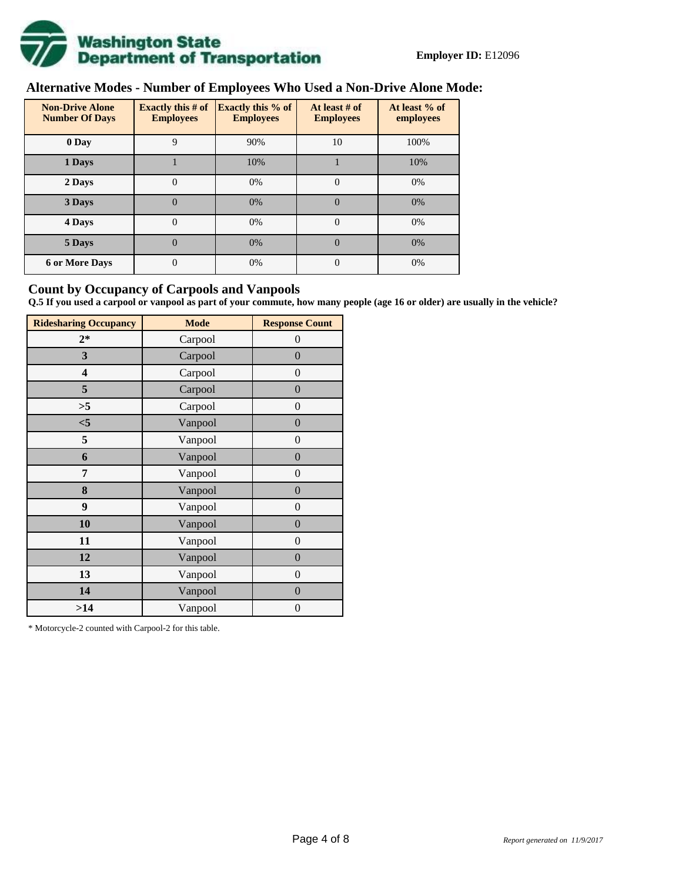**Employer ID:** E12096

## Alternative Modes - Number of Employees Who Used a Non-Drive Alone Mode:

| Non-Drive Alone Number Of Days | Exactly this # of Employees | Exactly this % of Employees | At least # of Employees | At least % of employees |
|---|---|---|---|---|
| 0 Day | 9 | 90% | 10 | 100% |
| 1 Days | 1 | 10% | 1 | 10% |
| 2 Days | 0 | 0% | 0 | 0% |
| 3 Days | 0 | 0% | 0 | 0% |
| 4 Days | 0 | 0% | 0 | 0% |
| 5 Days | 0 | 0% | 0 | 0% |
| 6 or More Days | 0 | 0% | 0 | 0% |

## Count by Occupancy of Carpools and Vanpools

**Q.5 If you used a carpool or vanpool as part of your commute, how many people (age 16 or older) are usually in the vehicle?**

| Ridesharing Occupancy | Mode | Response Count |
|---|---|---|
| 2* | Carpool | 0 |
| 3 | Carpool | 0 |
| 4 | Carpool | 0 |
| 5 | Carpool | 0 |
| >5 | Carpool | 0 |
| <5 | Vanpool | 0 |
| 5 | Vanpool | 0 |
| 6 | Vanpool | 0 |
| 7 | Vanpool | 0 |
| 8 | Vanpool | 0 |
| 9 | Vanpool | 0 |
| 10 | Vanpool | 0 |
| 11 | Vanpool | 0 |
| 12 | Vanpool | 0 |
| 13 | Vanpool | 0 |
| 14 | Vanpool | 0 |
| >14 | Vanpool | 0 |

* Motorcycle-2 counted with Carpool-2 for this table.

*Report generated on 11/9/2017*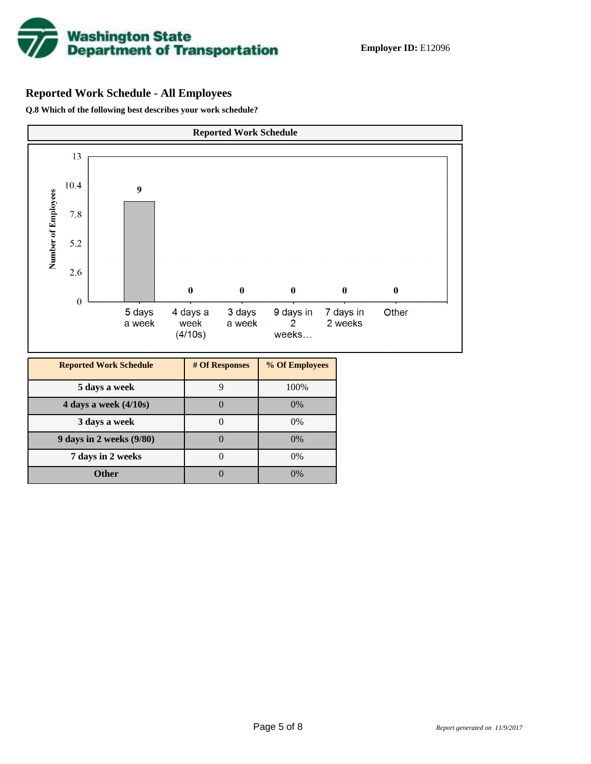**Employer ID:** E12096

## Reported Work Schedule - All Employees

**Q.8 Which of the following best describes your work schedule?**

| Reported Work Schedule | # Of Responses | % Of Employees |
|---|---|---|
| **5 days a week** | 9 | 100% |
| **4 days a week (4/10s)** | 0 | 0% |
| **3 days a week** | 0 | 0% |
| **9 days in 2 weeks (9/80)** | 0 | 0% |
| **7 days in 2 weeks** | 0 | 0% |
| **Other** | 0 | 0% |

*Report generated on 11/9/2017*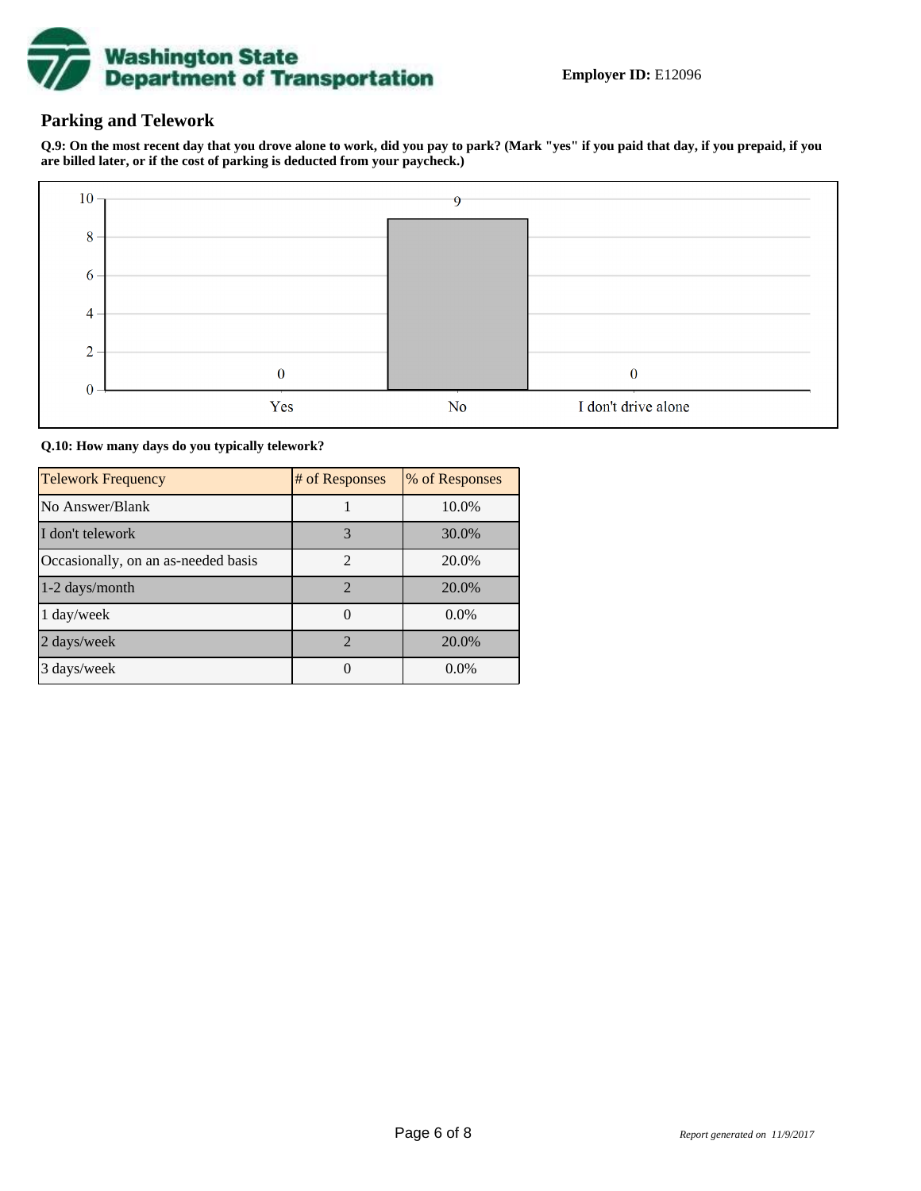**Employer ID:** E12096

## Parking and Telework

**Q.9: On the most recent day that you drove alone to work, did you pay to park? (Mark "yes" if you paid that day, if you prepaid, if you are billed later, or if the cost of parking is deducted from your paycheck.)**

| Response | Count |
|---|---|
| Yes | 0 |
| No | 9 |
| I don't drive alone | 0 |

**Q.10: How many days do you typically telework?**

| Telework Frequency | # of Responses | % of Responses |
|---|---|---|
| No Answer/Blank | 1 | 10.0% |
| I don't telework | 3 | 30.0% |
| Occasionally, on an as-needed basis | 2 | 20.0% |
| 1-2 days/month | 2 | 20.0% |
| 1 day/week | 0 | 0.0% |
| 2 days/week | 2 | 20.0% |
| 3 days/week | 0 | 0.0% |

*Report generated on 11/9/2017*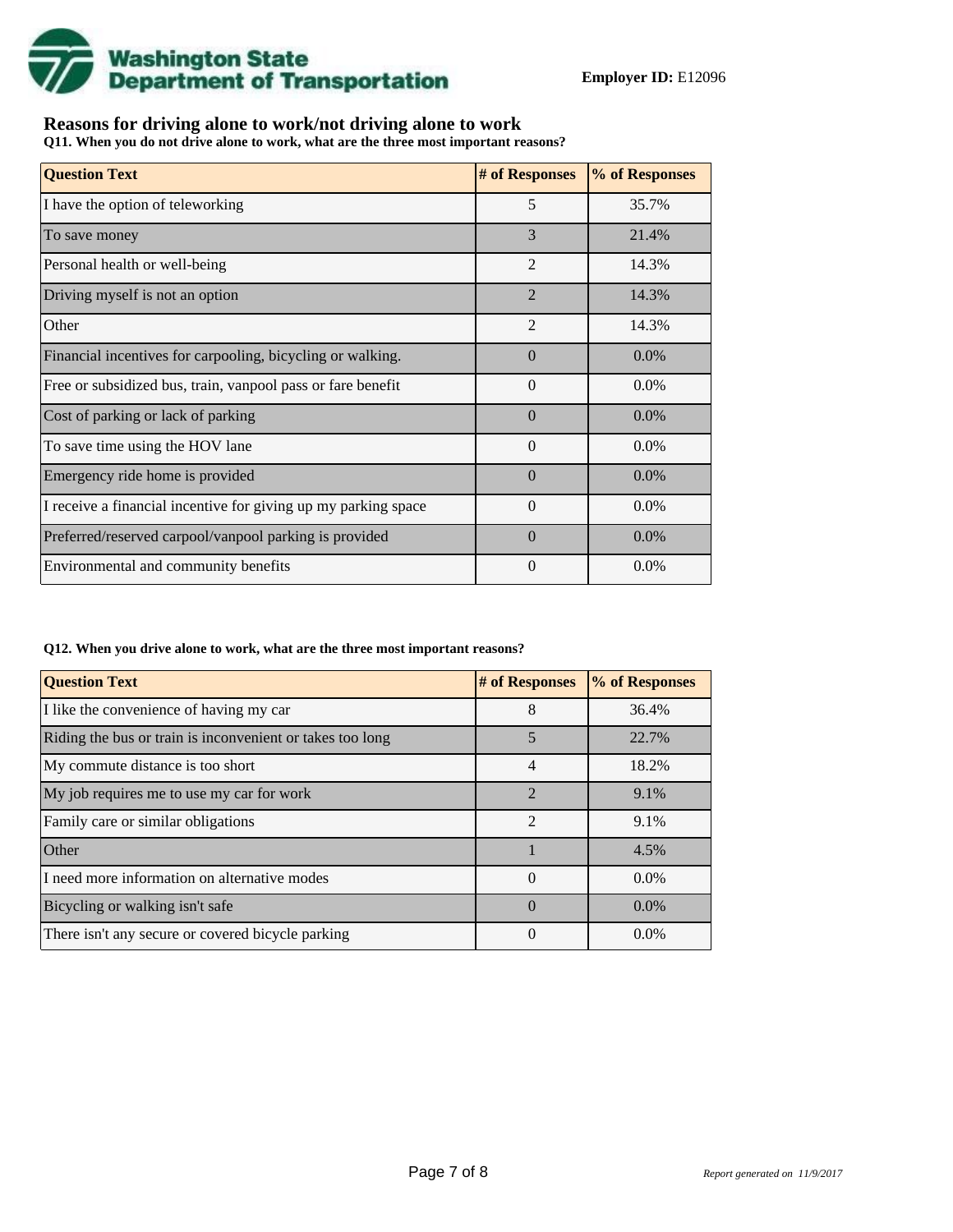**Employer ID:** E12096

## Reasons for driving alone to work/not driving alone to work

**Q11. When you do not drive alone to work, what are the three most important reasons?**

| Question Text | # of Responses | % of Responses |
| --- | --- | --- |
| I have the option of teleworking | 5 | 35.7% |
| To save money | 3 | 21.4% |
| Personal health or well-being | 2 | 14.3% |
| Driving myself is not an option | 2 | 14.3% |
| Other | 2 | 14.3% |
| Financial incentives for carpooling, bicycling or walking. | 0 | 0.0% |
| Free or subsidized bus, train, vanpool pass or fare benefit | 0 | 0.0% |
| Cost of parking or lack of parking | 0 | 0.0% |
| To save time using the HOV lane | 0 | 0.0% |
| Emergency ride home is provided | 0 | 0.0% |
| I receive a financial incentive for giving up my parking space | 0 | 0.0% |
| Preferred/reserved carpool/vanpool parking is provided | 0 | 0.0% |
| Environmental and community benefits | 0 | 0.0% |

**Q12. When you drive alone to work, what are the three most important reasons?**

| Question Text | # of Responses | % of Responses |
| --- | --- | --- |
| I like the convenience of having my car | 8 | 36.4% |
| Riding the bus or train is inconvenient or takes too long | 5 | 22.7% |
| My commute distance is too short | 4 | 18.2% |
| My job requires me to use my car for work | 2 | 9.1% |
| Family care or similar obligations | 2 | 9.1% |
| Other | 1 | 4.5% |
| I need more information on alternative modes | 0 | 0.0% |
| Bicycling or walking isn't safe | 0 | 0.0% |
| There isn't any secure or covered bicycle parking | 0 | 0.0% |

*Report generated on 11/9/2017*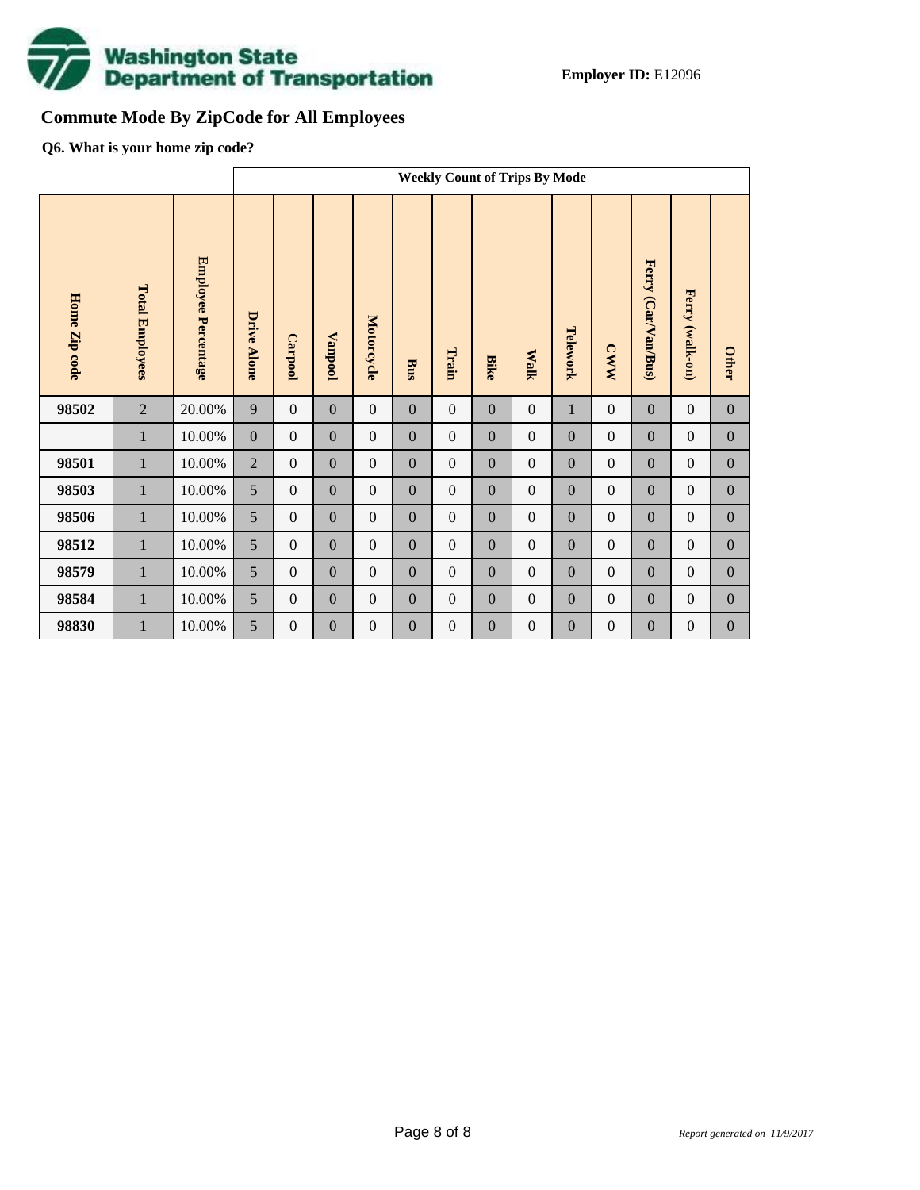**Employer ID:** E12096

## Commute Mode By ZipCode for All Employees

**Q6. What is your home zip code?**

| | | | Weekly Count of Trips By Mode | | | | | | | | | | | | | |
|---|---|---|---|---|---|---|---|---|---|---|---|---|---|---|---|---|
| **Home Zip code** | **Total Employees** | **Employee Percentage** | **Drive Alone** | **Carpool** | **Vanpool** | **Motorcycle** | **Bus** | **Train** | **Bike** | **Walk** | **Telework** | **CWW** | **Ferry (Car/Van/Bus)** | **Ferry (walk-on)** | **Other** |
| **98502** | 2 | 20.00% | 9 | 0 | 0 | 0 | 0 | 0 | 0 | 0 | 1 | 0 | 0 | 0 | 0 |
| | 1 | 10.00% | 0 | 0 | 0 | 0 | 0 | 0 | 0 | 0 | 0 | 0 | 0 | 0 | 0 |
| **98501** | 1 | 10.00% | 2 | 0 | 0 | 0 | 0 | 0 | 0 | 0 | 0 | 0 | 0 | 0 | 0 |
| **98503** | 1 | 10.00% | 5 | 0 | 0 | 0 | 0 | 0 | 0 | 0 | 0 | 0 | 0 | 0 | 0 |
| **98506** | 1 | 10.00% | 5 | 0 | 0 | 0 | 0 | 0 | 0 | 0 | 0 | 0 | 0 | 0 | 0 |
| **98512** | 1 | 10.00% | 5 | 0 | 0 | 0 | 0 | 0 | 0 | 0 | 0 | 0 | 0 | 0 | 0 |
| **98579** | 1 | 10.00% | 5 | 0 | 0 | 0 | 0 | 0 | 0 | 0 | 0 | 0 | 0 | 0 | 0 |
| **98584** | 1 | 10.00% | 5 | 0 | 0 | 0 | 0 | 0 | 0 | 0 | 0 | 0 | 0 | 0 | 0 |
| **98830** | 1 | 10.00% | 5 | 0 | 0 | 0 | 0 | 0 | 0 | 0 | 0 | 0 | 0 | 0 | 0 |

*Report generated on 11/9/2017*